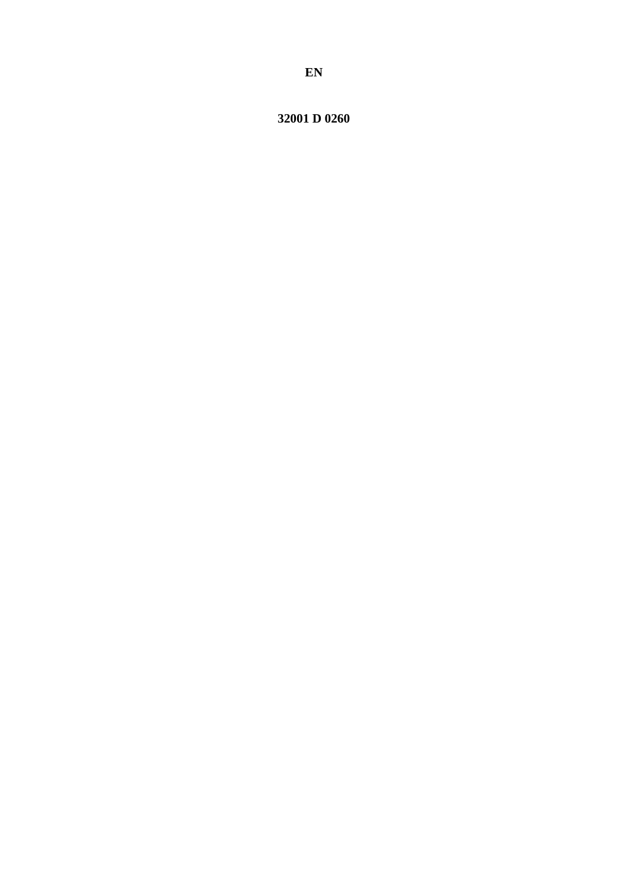**EN**

**32001 D 0260**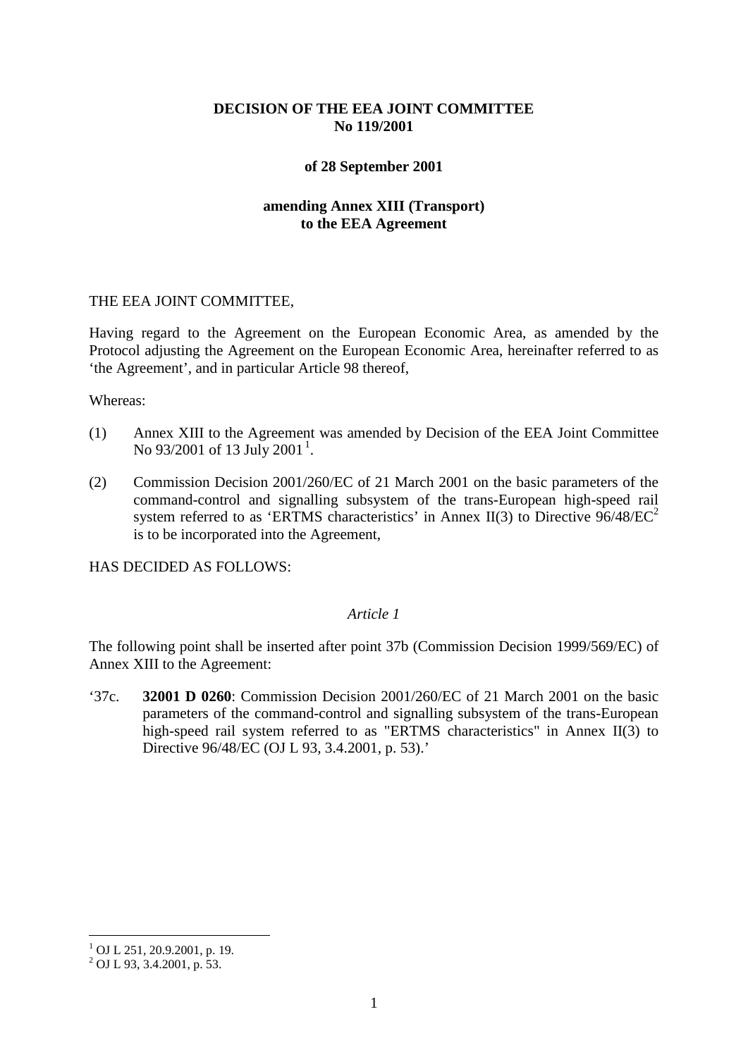**DECISION OF THE EEA JOINT COMMITTEE**
**No 119/2001**

**of 28 September 2001**

**amending Annex XIII (Transport)**
**to the EEA Agreement**

THE EEA JOINT COMMITTEE,

Having regard to the Agreement on the European Economic Area, as amended by the Protocol adjusting the Agreement on the European Economic Area, hereinafter referred to as 'the Agreement', and in particular Article 98 thereof,

Whereas:

(1) Annex XIII to the Agreement was amended by Decision of the EEA Joint Committee No 93/2001 of 13 July 2001 [1].

(2) Commission Decision 2001/260/EC of 21 March 2001 on the basic parameters of the command-control and signalling subsystem of the trans-European high-speed rail system referred to as 'ERTMS characteristics' in Annex II(3) to Directive 96/48/EC [2] is to be incorporated into the Agreement,

HAS DECIDED AS FOLLOWS:

*Article 1*

The following point shall be inserted after point 37b (Commission Decision 1999/569/EC) of Annex XIII to the Agreement:

'37c. **32001 D 0260**: Commission Decision 2001/260/EC of 21 March 2001 on the basic parameters of the command-control and signalling subsystem of the trans-European high-speed rail system referred to as "ERTMS characteristics" in Annex II(3) to Directive 96/48/EC (OJ L 93, 3.4.2001, p. 53).'

---

[1] OJ L 251, 20.9.2001, p. 19.
[2] OJ L 93, 3.4.2001, p. 53.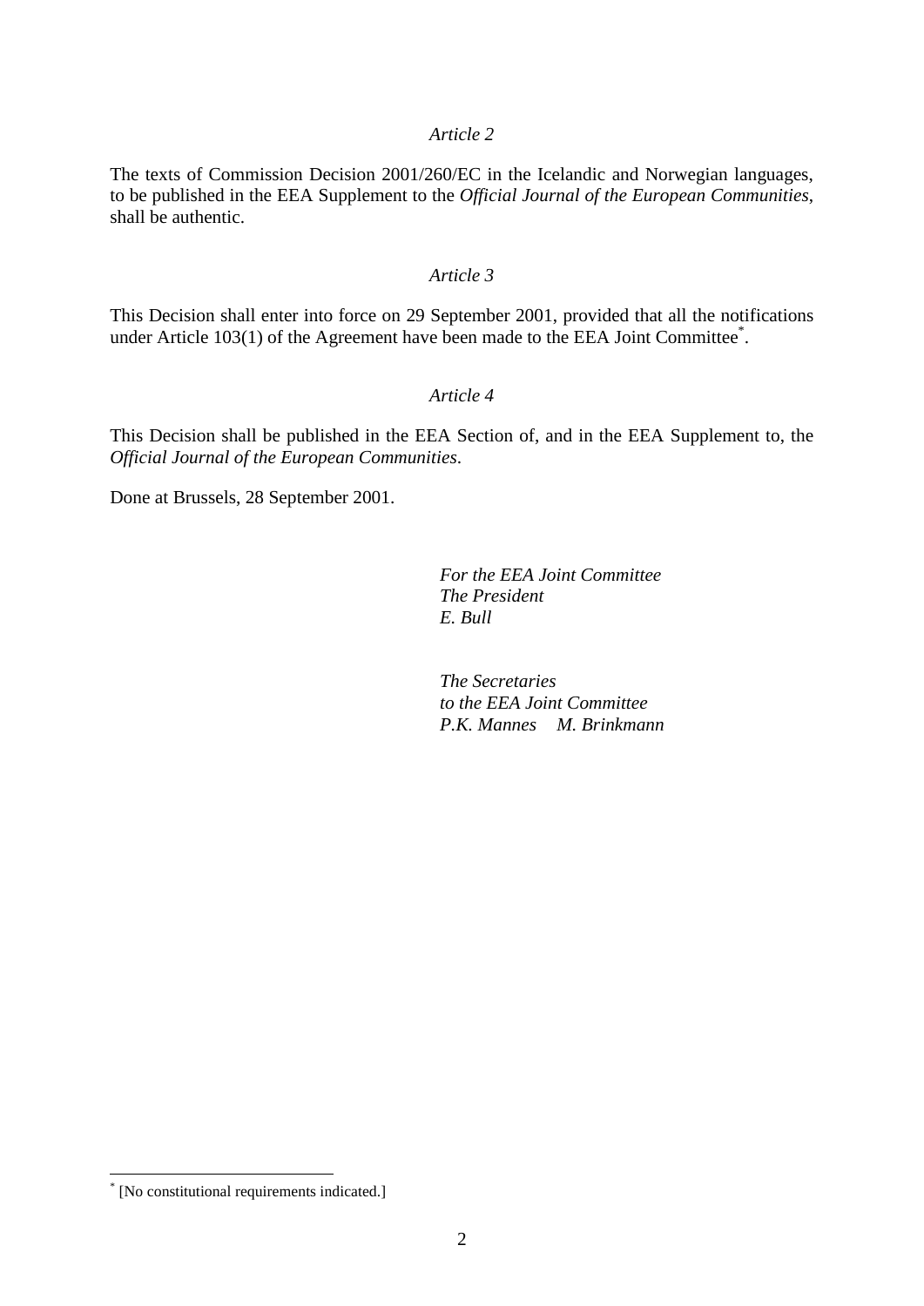*Article 2*

The texts of Commission Decision 2001/260/EC in the Icelandic and Norwegian languages, to be published in the EEA Supplement to the *Official Journal of the European Communities*, shall be authentic.

*Article 3*

This Decision shall enter into force on 29 September 2001, provided that all the notifications under Article 103(1) of the Agreement have been made to the EEA Joint Committee[*].

*Article 4*

This Decision shall be published in the EEA Section of, and in the EEA Supplement to, the *Official Journal of the European Communities*.

Done at Brussels, 28 September 2001.

*For the EEA Joint Committee*
*The President*
*E. Bull*

*The Secretaries*
*to the EEA Joint Committee*
*P.K. Mannes M. Brinkmann*

---

[*] [No constitutional requirements indicated.]